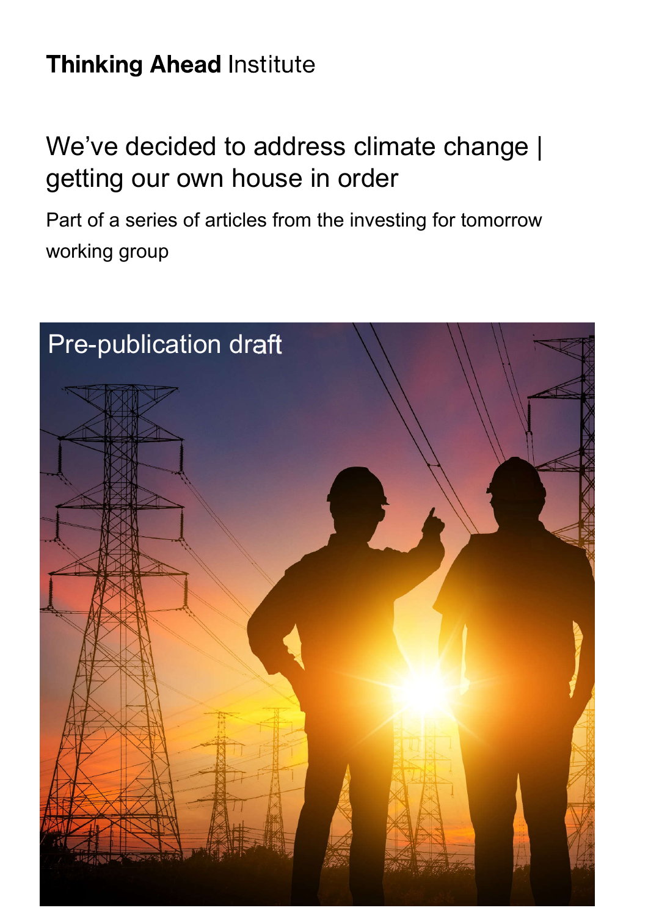Thinking Ahead Institute

# We've decided to address climate change | getting our own house in order

Part of a series of articles from the investing for tomorrow working group

Pre-publication draft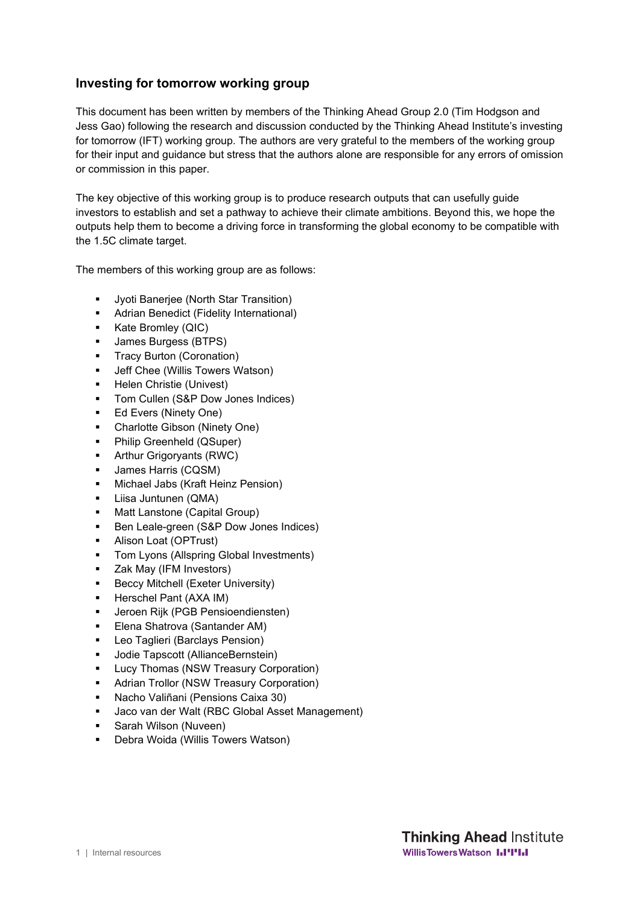## Investing for tomorrow working group

This document has been written by members of the Thinking Ahead Group 2.0 (Tim Hodgson and Jess Gao) following the research and discussion conducted by the Thinking Ahead Institute's investing for tomorrow (IFT) working group. The authors are very grateful to the members of the working group for their input and guidance but stress that the authors alone are responsible for any errors of omission or commission in this paper.

The key objective of this working group is to produce research outputs that can usefully guide investors to establish and set a pathway to achieve their climate ambitions. Beyond this, we hope the outputs help them to become a driving force in transforming the global economy to be compatible with the 1.5C climate target.

The members of this working group are as follows:

- Jyoti Banerjee (North Star Transition)
- Adrian Benedict (Fidelity International)
- Kate Bromley (QIC)
- James Burgess (BTPS)
- Tracy Burton (Coronation)
- Jeff Chee (Willis Towers Watson)
- Helen Christie (Univest)
- Tom Cullen (S&P Dow Jones Indices)
- Ed Evers (Ninety One)
- Charlotte Gibson (Ninety One)
- Philip Greenheld (QSuper)
- Arthur Grigoryants (RWC)
- James Harris (CQSM)
- Michael Jabs (Kraft Heinz Pension)
- Liisa Juntunen (QMA)
- Matt Lanstone (Capital Group)
- Ben Leale-green (S&P Dow Jones Indices)
- Alison Loat (OPTrust)
- Tom Lyons (Allspring Global Investments)
- Zak May (IFM Investors)
- Beccy Mitchell (Exeter University)
- Herschel Pant (AXA IM)
- Jeroen Rijk (PGB Pensioendiensten)
- Elena Shatrova (Santander AM)
- Leo Taglieri (Barclays Pension)
- Jodie Tapscott (AllianceBernstein)
- Lucy Thomas (NSW Treasury Corporation)
- Adrian Trollor (NSW Treasury Corporation)
- Nacho Valiñani (Pensions Caixa 30)
- Jaco van der Walt (RBC Global Asset Management)
- Sarah Wilson (Nuveen)
- Debra Woida (Willis Towers Watson)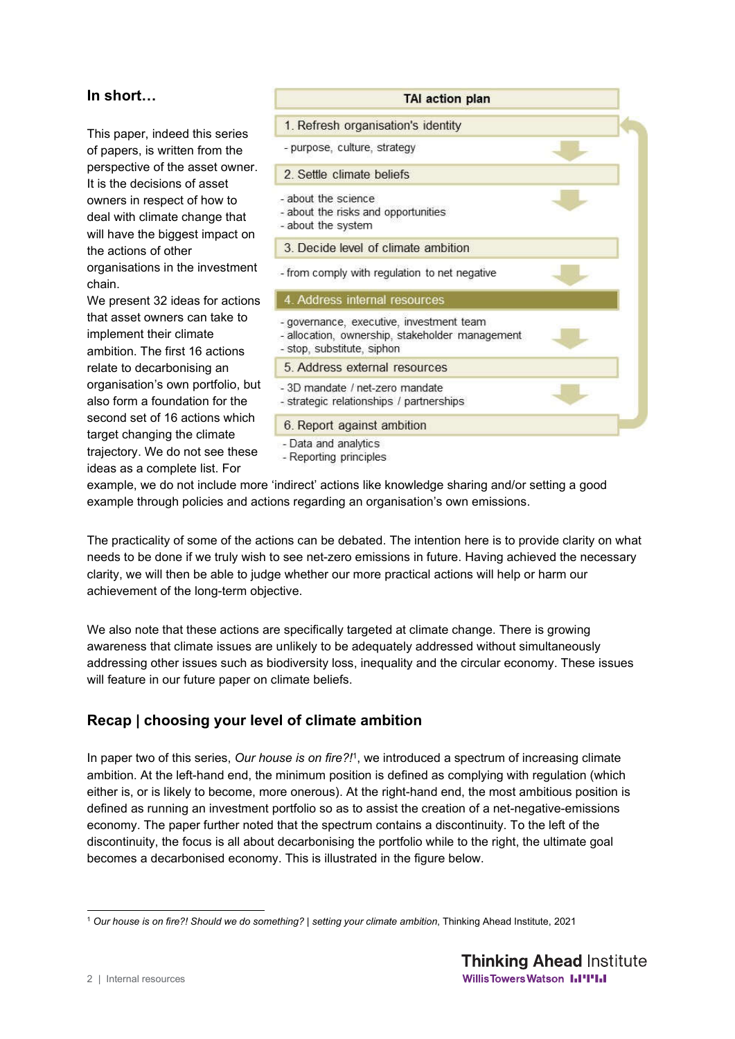## In short…

**TAI action plan**

1. Refresh organisation's identity
   - purpose, culture, strategy
2. Settle climate beliefs
   - about the science
   - about the risks and opportunities
   - about the system
3. Decide level of climate ambition
   - from comply with regulation to net negative
4. Address internal resources
   - governance, executive, investment team
   - allocation, ownership, stakeholder management
   - stop, substitute, siphon
5. Address external resources
   - 3D mandate / net-zero mandate
   - strategic relationships / partnerships
6. Report against ambition
   - Data and analytics
   - Reporting principles

This paper, indeed this series of papers, is written from the perspective of the asset owner. It is the decisions of asset owners in respect of how to deal with climate change that will have the biggest impact on the actions of other organisations in the investment chain.

We present 32 ideas for actions that asset owners can take to implement their climate ambition. The first 16 actions relate to decarbonising an organisation's own portfolio, but also form a foundation for the second set of 16 actions which target changing the climate trajectory. We do not see these ideas as a complete list. For example, we do not include more 'indirect' actions like knowledge sharing and/or setting a good example through policies and actions regarding an organisation's own emissions.

The practicality of some of the actions can be debated. The intention here is to provide clarity on what needs to be done if we truly wish to see net-zero emissions in future. Having achieved the necessary clarity, we will then be able to judge whether our more practical actions will help or harm our achievement of the long-term objective.

We also note that these actions are specifically targeted at climate change. There is growing awareness that climate issues are unlikely to be adequately addressed without simultaneously addressing other issues such as biodiversity loss, inequality and the circular economy. These issues will feature in our future paper on climate beliefs.

## Recap | choosing your level of climate ambition

In paper two of this series, *Our house is on fire?!*[1], we introduced a spectrum of increasing climate ambition. At the left-hand end, the minimum position is defined as complying with regulation (which either is, or is likely to become, more onerous). At the right-hand end, the most ambitious position is defined as running an investment portfolio so as to assist the creation of a net-negative-emissions economy. The paper further noted that the spectrum contains a discontinuity. To the left of the discontinuity, the focus is all about decarbonising the portfolio while to the right, the ultimate goal becomes a decarbonised economy. This is illustrated in the figure below.

[1] *Our house is on fire?! Should we do something? | setting your climate ambition*, Thinking Ahead Institute, 2021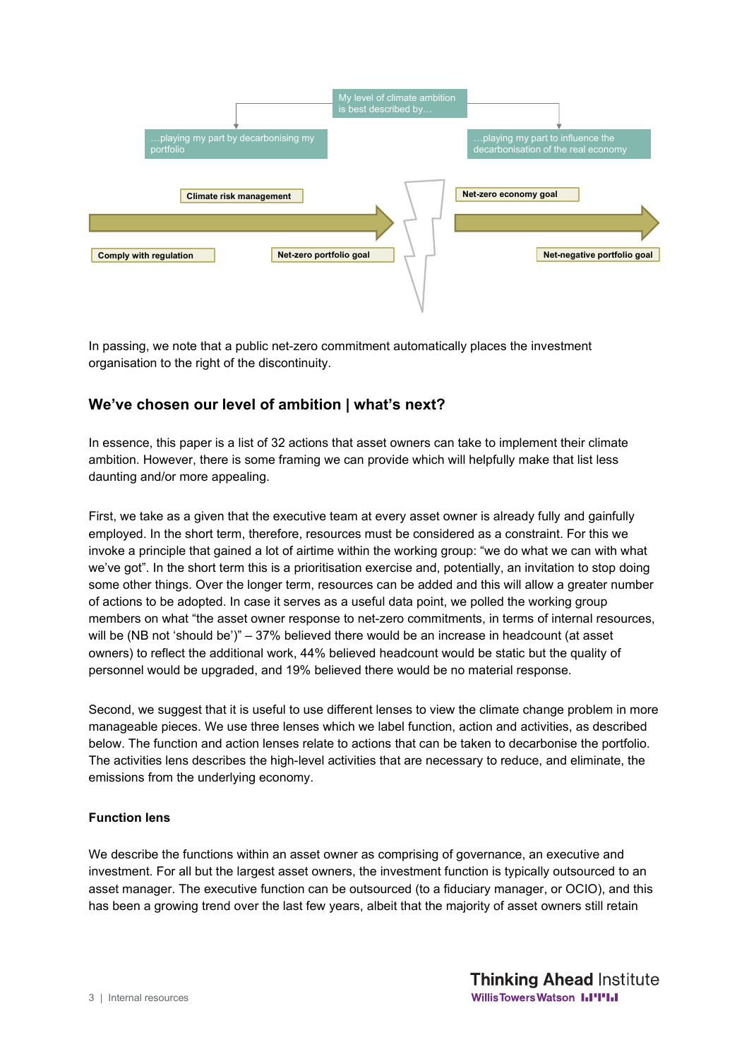My level of climate ambition is best described by…

…playing my part by decarbonising my portfolio

…playing my part to influence the decarbonisation of the real economy

Climate risk management

Comply with regulation

Net-zero portfolio goal

Net-zero economy goal

Net-negative portfolio goal

In passing, we note that a public net-zero commitment automatically places the investment organisation to the right of the discontinuity.

## We've chosen our level of ambition | what's next?

In essence, this paper is a list of 32 actions that asset owners can take to implement their climate ambition. However, there is some framing we can provide which will helpfully make that list less daunting and/or more appealing.

First, we take as a given that the executive team at every asset owner is already fully and gainfully employed. In the short term, therefore, resources must be considered as a constraint. For this we invoke a principle that gained a lot of airtime within the working group: "we do what we can with what we've got". In the short term this is a prioritisation exercise and, potentially, an invitation to stop doing some other things. Over the longer term, resources can be added and this will allow a greater number of actions to be adopted. In case it serves as a useful data point, we polled the working group members on what "the asset owner response to net-zero commitments, in terms of internal resources, will be (NB not 'should be')" – 37% believed there would be an increase in headcount (at asset owners) to reflect the additional work, 44% believed headcount would be static but the quality of personnel would be upgraded, and 19% believed there would be no material response.

Second, we suggest that it is useful to use different lenses to view the climate change problem in more manageable pieces. We use three lenses which we label function, action and activities, as described below. The function and action lenses relate to actions that can be taken to decarbonise the portfolio. The activities lens describes the high-level activities that are necessary to reduce, and eliminate, the emissions from the underlying economy.

### Function lens

We describe the functions within an asset owner as comprising of governance, an executive and investment. For all but the largest asset owners, the investment function is typically outsourced to an asset manager. The executive function can be outsourced (to a fiduciary manager, or OCIO), and this has been a growing trend over the last few years, albeit that the majority of asset owners still retain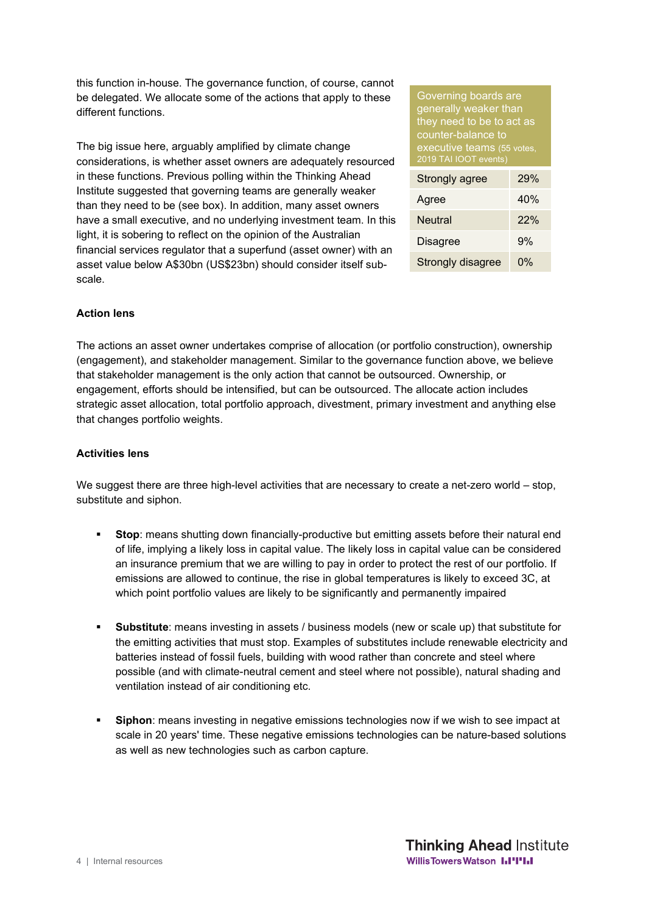this function in-house. The governance function, of course, cannot be delegated. We allocate some of the actions that apply to these different functions.

The big issue here, arguably amplified by climate change considerations, is whether asset owners are adequately resourced in these functions. Previous polling within the Thinking Ahead Institute suggested that governing teams are generally weaker than they need to be (see box). In addition, many asset owners have a small executive, and no underlying investment team. In this light, it is sobering to reflect on the opinion of the Australian financial services regulator that a superfund (asset owner) with an asset value below A$30bn (US$23bn) should consider itself sub-scale.

| Governing boards are generally weaker than they need to be to act as counter-balance to executive teams (55 votes, 2019 TAI IOOT events) | |
|---|---|
| Strongly agree | 29% |
| Agree | 40% |
| Neutral | 22% |
| Disagree | 9% |
| Strongly disagree | 0% |

**Action lens**

The actions an asset owner undertakes comprise of allocation (or portfolio construction), ownership (engagement), and stakeholder management. Similar to the governance function above, we believe that stakeholder management is the only action that cannot be outsourced. Ownership, or engagement, efforts should be intensified, but can be outsourced. The allocate action includes strategic asset allocation, total portfolio approach, divestment, primary investment and anything else that changes portfolio weights.

**Activities lens**

We suggest there are three high-level activities that are necessary to create a net-zero world – stop, substitute and siphon.

- **Stop**: means shutting down financially-productive but emitting assets before their natural end of life, implying a likely loss in capital value. The likely loss in capital value can be considered an insurance premium that we are willing to pay in order to protect the rest of our portfolio. If emissions are allowed to continue, the rise in global temperatures is likely to exceed 3C, at which point portfolio values are likely to be significantly and permanently impaired

- **Substitute**: means investing in assets / business models (new or scale up) that substitute for the emitting activities that must stop. Examples of substitutes include renewable electricity and batteries instead of fossil fuels, building with wood rather than concrete and steel where possible (and with climate-neutral cement and steel where not possible), natural shading and ventilation instead of air conditioning etc.

- **Siphon**: means investing in negative emissions technologies now if we wish to see impact at scale in 20 years' time. These negative emissions technologies can be nature-based solutions as well as new technologies such as carbon capture.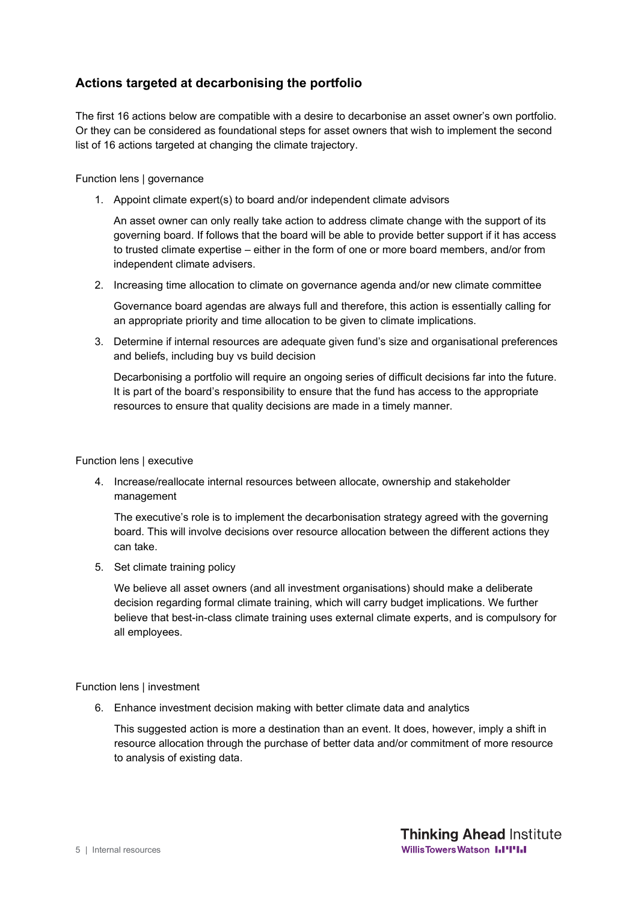## Actions targeted at decarbonising the portfolio

The first 16 actions below are compatible with a desire to decarbonise an asset owner's own portfolio. Or they can be considered as foundational steps for asset owners that wish to implement the second list of 16 actions targeted at changing the climate trajectory.

Function lens | governance

1. Appoint climate expert(s) to board and/or independent climate advisors

   An asset owner can only really take action to address climate change with the support of its governing board. If follows that the board will be able to provide better support if it has access to trusted climate expertise – either in the form of one or more board members, and/or from independent climate advisers.

2. Increasing time allocation to climate on governance agenda and/or new climate committee

   Governance board agendas are always full and therefore, this action is essentially calling for an appropriate priority and time allocation to be given to climate implications.

3. Determine if internal resources are adequate given fund's size and organisational preferences and beliefs, including buy vs build decision

   Decarbonising a portfolio will require an ongoing series of difficult decisions far into the future. It is part of the board's responsibility to ensure that the fund has access to the appropriate resources to ensure that quality decisions are made in a timely manner.

Function lens | executive

4. Increase/reallocate internal resources between allocate, ownership and stakeholder management

   The executive's role is to implement the decarbonisation strategy agreed with the governing board. This will involve decisions over resource allocation between the different actions they can take.

5. Set climate training policy

   We believe all asset owners (and all investment organisations) should make a deliberate decision regarding formal climate training, which will carry budget implications. We further believe that best-in-class climate training uses external climate experts, and is compulsory for all employees.

Function lens | investment

6. Enhance investment decision making with better climate data and analytics

   This suggested action is more a destination than an event. It does, however, imply a shift in resource allocation through the purchase of better data and/or commitment of more resource to analysis of existing data.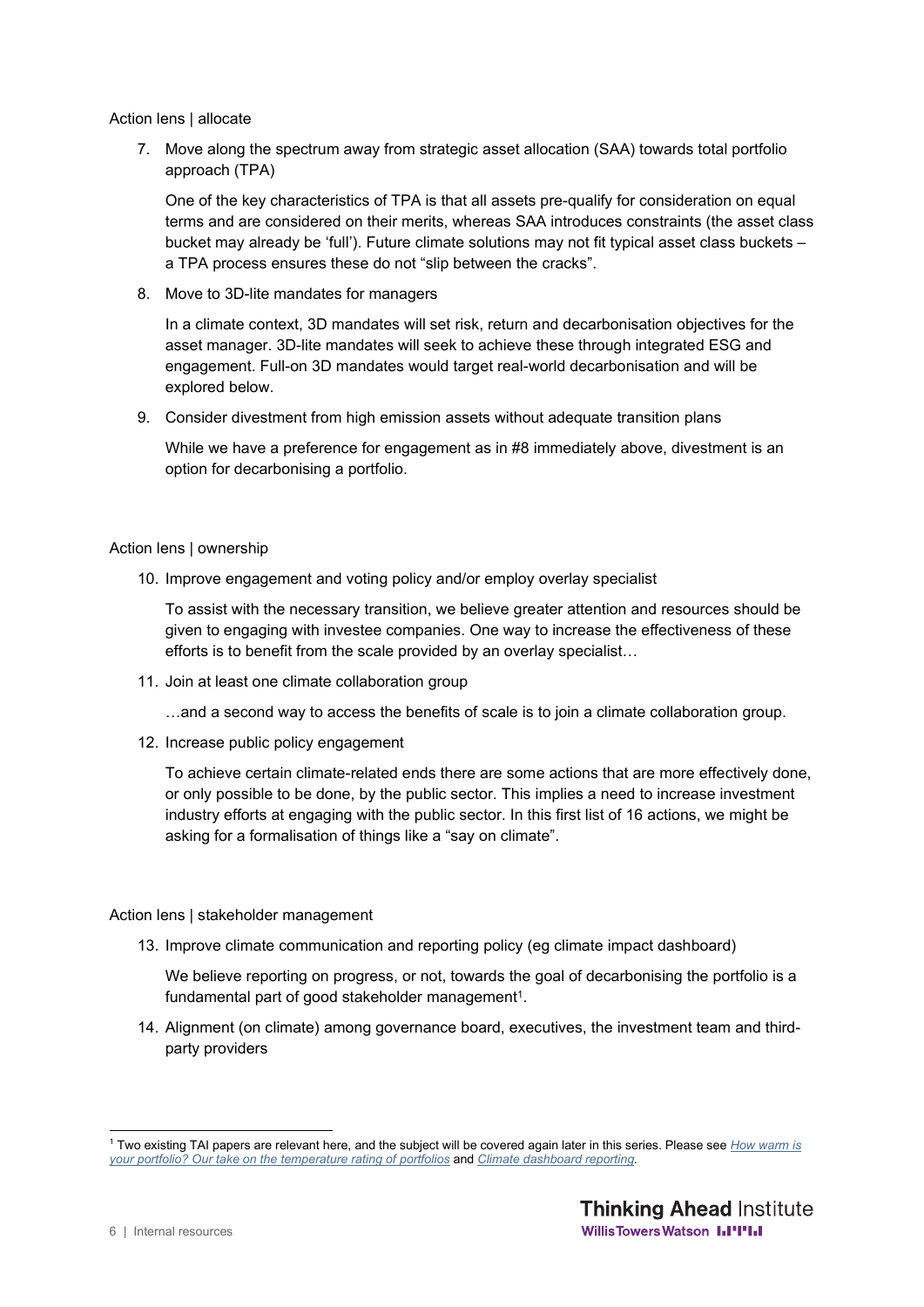Action lens | allocate

7. Move along the spectrum away from strategic asset allocation (SAA) towards total portfolio approach (TPA)

   One of the key characteristics of TPA is that all assets pre-qualify for consideration on equal terms and are considered on their merits, whereas SAA introduces constraints (the asset class bucket may already be 'full'). Future climate solutions may not fit typical asset class buckets – a TPA process ensures these do not "slip between the cracks".

8. Move to 3D-lite mandates for managers

   In a climate context, 3D mandates will set risk, return and decarbonisation objectives for the asset manager. 3D-lite mandates will seek to achieve these through integrated ESG and engagement. Full-on 3D mandates would target real-world decarbonisation and will be explored below.

9. Consider divestment from high emission assets without adequate transition plans

   While we have a preference for engagement as in #8 immediately above, divestment is an option for decarbonising a portfolio.

Action lens | ownership

10. Improve engagement and voting policy and/or employ overlay specialist

    To assist with the necessary transition, we believe greater attention and resources should be given to engaging with investee companies. One way to increase the effectiveness of these efforts is to benefit from the scale provided by an overlay specialist…

11. Join at least one climate collaboration group

    …and a second way to access the benefits of scale is to join a climate collaboration group.

12. Increase public policy engagement

    To achieve certain climate-related ends there are some actions that are more effectively done, or only possible to be done, by the public sector. This implies a need to increase investment industry efforts at engaging with the public sector. In this first list of 16 actions, we might be asking for a formalisation of things like a "say on climate".

Action lens | stakeholder management

13. Improve climate communication and reporting policy (eg climate impact dashboard)

    We believe reporting on progress, or not, towards the goal of decarbonising the portfolio is a fundamental part of good stakeholder management[1].

14. Alignment (on climate) among governance board, executives, the investment team and third-party providers

---

[1] Two existing TAI papers are relevant here, and the subject will be covered again later in this series. Please see *How warm is your portfolio? Our take on the temperature rating of portfolios* and *Climate dashboard reporting*.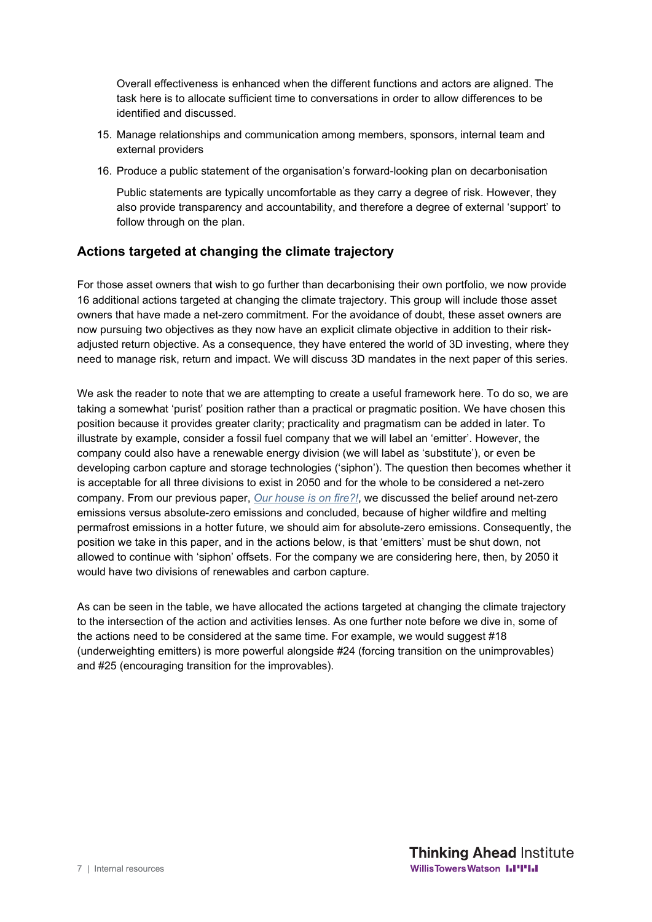Overall effectiveness is enhanced when the different functions and actors are aligned. The task here is to allocate sufficient time to conversations in order to allow differences to be identified and discussed.

15. Manage relationships and communication among members, sponsors, internal team and external providers
16. Produce a public statement of the organisation's forward-looking plan on decarbonisation

    Public statements are typically uncomfortable as they carry a degree of risk. However, they also provide transparency and accountability, and therefore a degree of external 'support' to follow through on the plan.

## Actions targeted at changing the climate trajectory

For those asset owners that wish to go further than decarbonising their own portfolio, we now provide 16 additional actions targeted at changing the climate trajectory. This group will include those asset owners that have made a net-zero commitment. For the avoidance of doubt, these asset owners are now pursuing two objectives as they now have an explicit climate objective in addition to their risk-adjusted return objective. As a consequence, they have entered the world of 3D investing, where they need to manage risk, return and impact. We will discuss 3D mandates in the next paper of this series.

We ask the reader to note that we are attempting to create a useful framework here. To do so, we are taking a somewhat 'purist' position rather than a practical or pragmatic position. We have chosen this position because it provides greater clarity; practicality and pragmatism can be added in later. To illustrate by example, consider a fossil fuel company that we will label an 'emitter'. However, the company could also have a renewable energy division (we will label as 'substitute'), or even be developing carbon capture and storage technologies ('siphon'). The question then becomes whether it is acceptable for all three divisions to exist in 2050 and for the whole to be considered a net-zero company. From our previous paper, *Our house is on fire?!*, we discussed the belief around net-zero emissions versus absolute-zero emissions and concluded, because of higher wildfire and melting permafrost emissions in a hotter future, we should aim for absolute-zero emissions. Consequently, the position we take in this paper, and in the actions below, is that 'emitters' must be shut down, not allowed to continue with 'siphon' offsets. For the company we are considering here, then, by 2050 it would have two divisions of renewables and carbon capture.

As can be seen in the table, we have allocated the actions targeted at changing the climate trajectory to the intersection of the action and activities lenses. As one further note before we dive in, some of the actions need to be considered at the same time. For example, we would suggest #18 (underweighting emitters) is more powerful alongside #24 (forcing transition on the unimprovables) and #25 (encouraging transition for the improvables).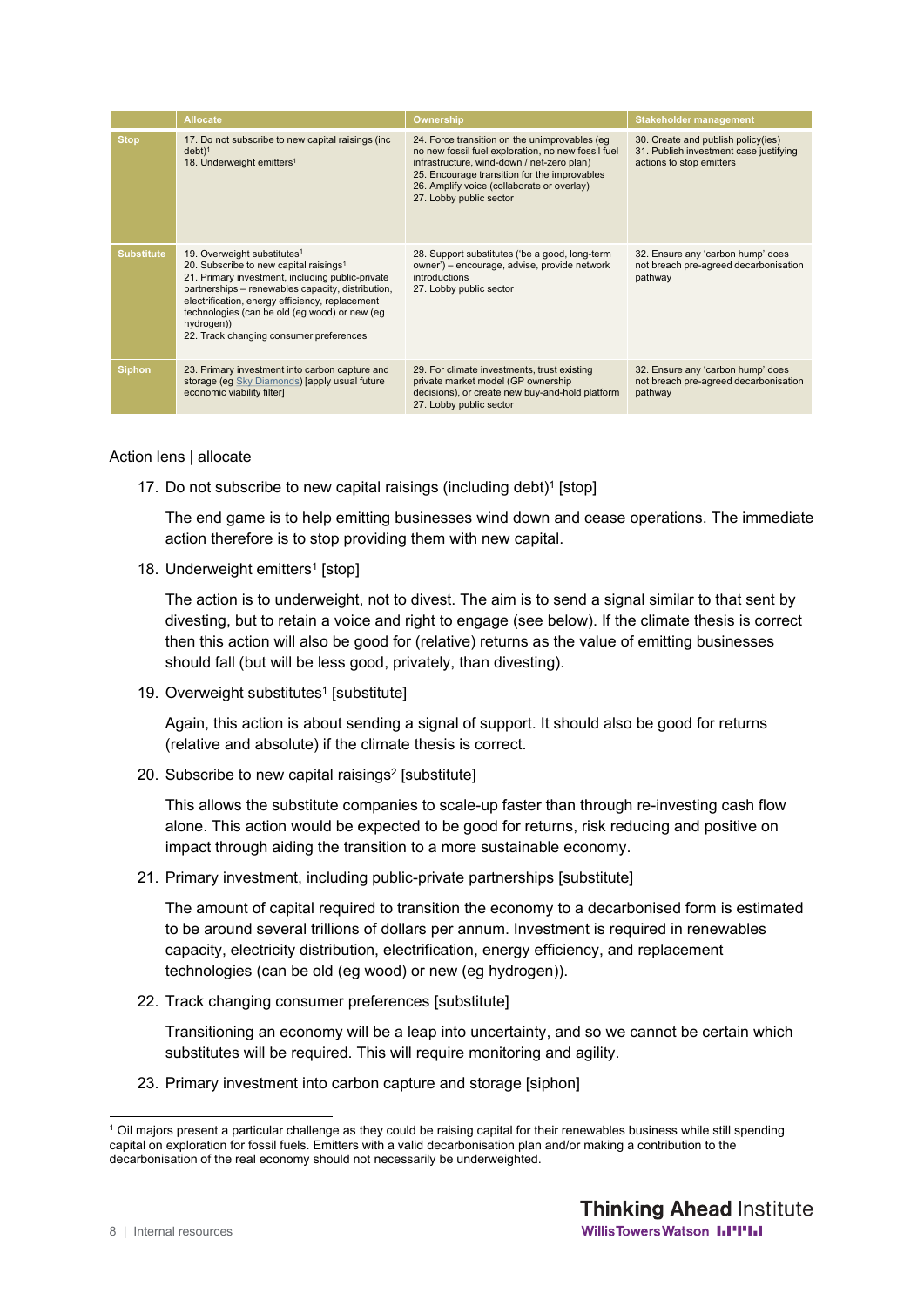| | Allocate | Ownership | Stakeholder management |
|---|---|---|---|
| Stop | 17. Do not subscribe to new capital raisings (inc debt)[1]<br>18. Underweight emitters[1] | 24. Force transition on the unimprovables (eg no new fossil fuel exploration, no new fossil fuel infrastructure, wind-down / net-zero plan)<br>25. Encourage transition for the improvables<br>26. Amplify voice (collaborate or overlay)<br>27. Lobby public sector | 30. Create and publish policy(ies)<br>31. Publish investment case justifying actions to stop emitters |
| Substitute | 19. Overweight substitutes[1]<br>20. Subscribe to new capital raisings[1]<br>21. Primary investment, including public-private partnerships – renewables capacity, distribution, electrification, energy efficiency, replacement technologies (can be old (eg wood) or new (eg hydrogen))<br>22. Track changing consumer preferences | 28. Support substitutes ('be a good, long-term owner') – encourage, advise, provide network introductions<br>27. Lobby public sector | 32. Ensure any 'carbon hump' does not breach pre-agreed decarbonisation pathway |
| Siphon | 23. Primary investment into carbon capture and storage (eg Sky Diamonds) [apply usual future economic viability filter] | 29. For climate investments, trust existing private market model (GP ownership decisions), or create new buy-and-hold platform<br>27. Lobby public sector | 32. Ensure any 'carbon hump' does not breach pre-agreed decarbonisation pathway |

Action lens | allocate

17. Do not subscribe to new capital raisings (including debt)[1] [stop]

    The end game is to help emitting businesses wind down and cease operations. The immediate action therefore is to stop providing them with new capital.

18. Underweight emitters[1] [stop]

    The action is to underweight, not to divest. The aim is to send a signal similar to that sent by divesting, but to retain a voice and right to engage (see below). If the climate thesis is correct then this action will also be good for (relative) returns as the value of emitting businesses should fall (but will be less good, privately, than divesting).

19. Overweight substitutes[1] [substitute]

    Again, this action is about sending a signal of support. It should also be good for returns (relative and absolute) if the climate thesis is correct.

20. Subscribe to new capital raisings[2] [substitute]

    This allows the substitute companies to scale-up faster than through re-investing cash flow alone. This action would be expected to be good for returns, risk reducing and positive on impact through aiding the transition to a more sustainable economy.

21. Primary investment, including public-private partnerships [substitute]

    The amount of capital required to transition the economy to a decarbonised form is estimated to be around several trillions of dollars per annum. Investment is required in renewables capacity, electricity distribution, electrification, energy efficiency, and replacement technologies (can be old (eg wood) or new (eg hydrogen)).

22. Track changing consumer preferences [substitute]

    Transitioning an economy will be a leap into uncertainty, and so we cannot be certain which substitutes will be required. This will require monitoring and agility.

23. Primary investment into carbon capture and storage [siphon]

---

[1] Oil majors present a particular challenge as they could be raising capital for their renewables business while still spending capital on exploration for fossil fuels. Emitters with a valid decarbonisation plan and/or making a contribution to the decarbonisation of the real economy should not necessarily be underweighted.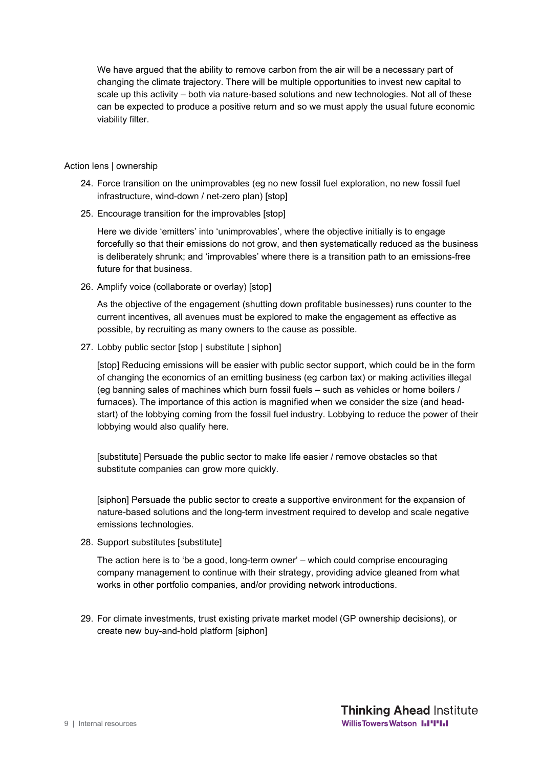We have argued that the ability to remove carbon from the air will be a necessary part of changing the climate trajectory. There will be multiple opportunities to invest new capital to scale up this activity – both via nature-based solutions and new technologies. Not all of these can be expected to produce a positive return and so we must apply the usual future economic viability filter.

Action lens | ownership

24. Force transition on the unimprovables (eg no new fossil fuel exploration, no new fossil fuel infrastructure, wind-down / net-zero plan) [stop]

25. Encourage transition for the improvables [stop]

    Here we divide 'emitters' into 'unimprovables', where the objective initially is to engage forcefully so that their emissions do not grow, and then systematically reduced as the business is deliberately shrunk; and 'improvables' where there is a transition path to an emissions-free future for that business.

26. Amplify voice (collaborate or overlay) [stop]

    As the objective of the engagement (shutting down profitable businesses) runs counter to the current incentives, all avenues must be explored to make the engagement as effective as possible, by recruiting as many owners to the cause as possible.

27. Lobby public sector [stop | substitute | siphon]

    [stop] Reducing emissions will be easier with public sector support, which could be in the form of changing the economics of an emitting business (eg carbon tax) or making activities illegal (eg banning sales of machines which burn fossil fuels – such as vehicles or home boilers / furnaces). The importance of this action is magnified when we consider the size (and head-start) of the lobbying coming from the fossil fuel industry. Lobbying to reduce the power of their lobbying would also qualify here.

    [substitute] Persuade the public sector to make life easier / remove obstacles so that substitute companies can grow more quickly.

    [siphon] Persuade the public sector to create a supportive environment for the expansion of nature-based solutions and the long-term investment required to develop and scale negative emissions technologies.

28. Support substitutes [substitute]

    The action here is to 'be a good, long-term owner' – which could comprise encouraging company management to continue with their strategy, providing advice gleaned from what works in other portfolio companies, and/or providing network introductions.

29. For climate investments, trust existing private market model (GP ownership decisions), or create new buy-and-hold platform [siphon]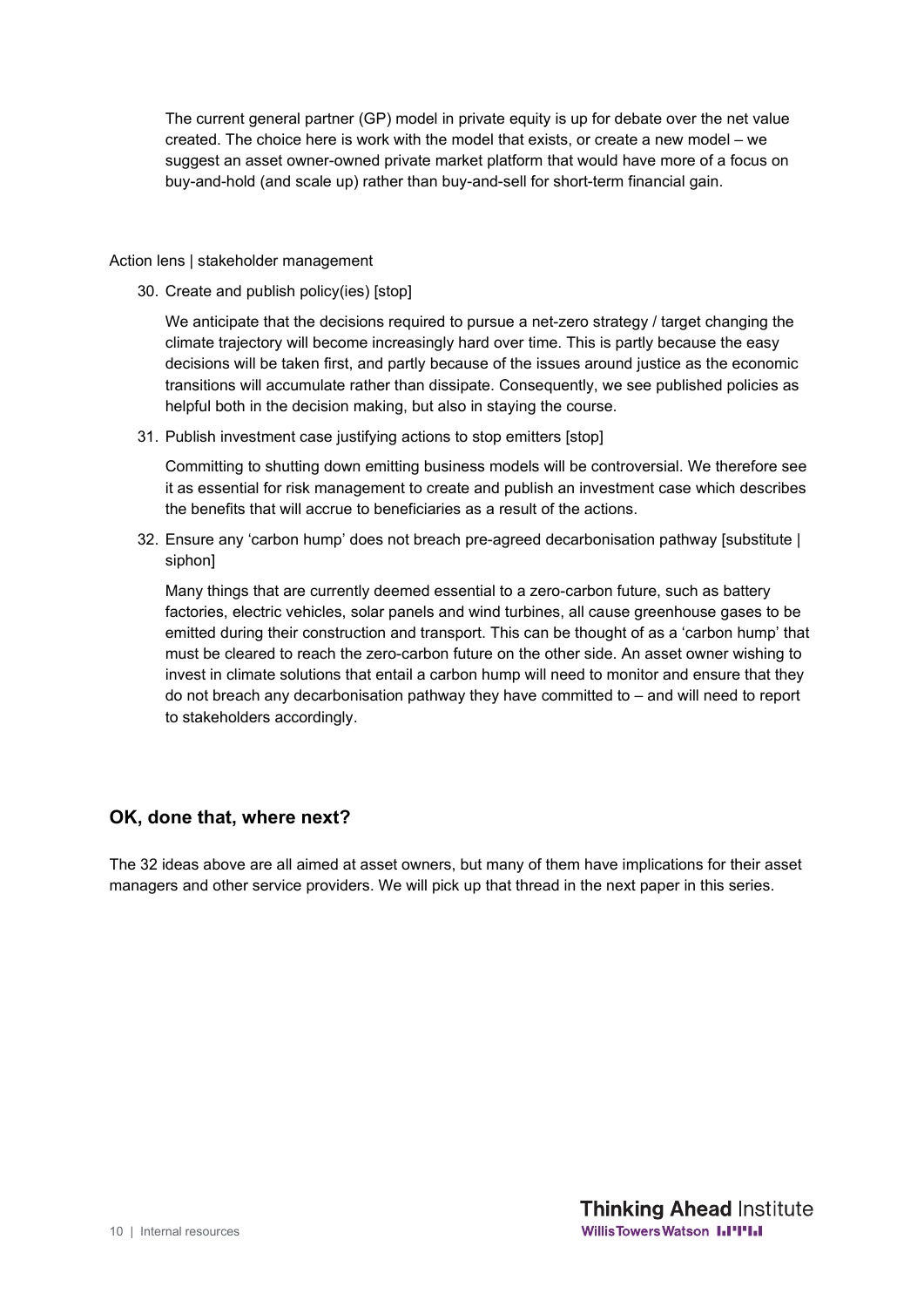The current general partner (GP) model in private equity is up for debate over the net value created. The choice here is work with the model that exists, or create a new model – we suggest an asset owner-owned private market platform that would have more of a focus on buy-and-hold (and scale up) rather than buy-and-sell for short-term financial gain.

Action lens | stakeholder management

30. Create and publish policy(ies) [stop]

    We anticipate that the decisions required to pursue a net-zero strategy / target changing the climate trajectory will become increasingly hard over time. This is partly because the easy decisions will be taken first, and partly because of the issues around justice as the economic transitions will accumulate rather than dissipate. Consequently, we see published policies as helpful both in the decision making, but also in staying the course.

31. Publish investment case justifying actions to stop emitters [stop]

    Committing to shutting down emitting business models will be controversial. We therefore see it as essential for risk management to create and publish an investment case which describes the benefits that will accrue to beneficiaries as a result of the actions.

32. Ensure any 'carbon hump' does not breach pre-agreed decarbonisation pathway [substitute | siphon]

    Many things that are currently deemed essential to a zero-carbon future, such as battery factories, electric vehicles, solar panels and wind turbines, all cause greenhouse gases to be emitted during their construction and transport. This can be thought of as a 'carbon hump' that must be cleared to reach the zero-carbon future on the other side. An asset owner wishing to invest in climate solutions that entail a carbon hump will need to monitor and ensure that they do not breach any decarbonisation pathway they have committed to – and will need to report to stakeholders accordingly.

## OK, done that, where next?

The 32 ideas above are all aimed at asset owners, but many of them have implications for their asset managers and other service providers. We will pick up that thread in the next paper in this series.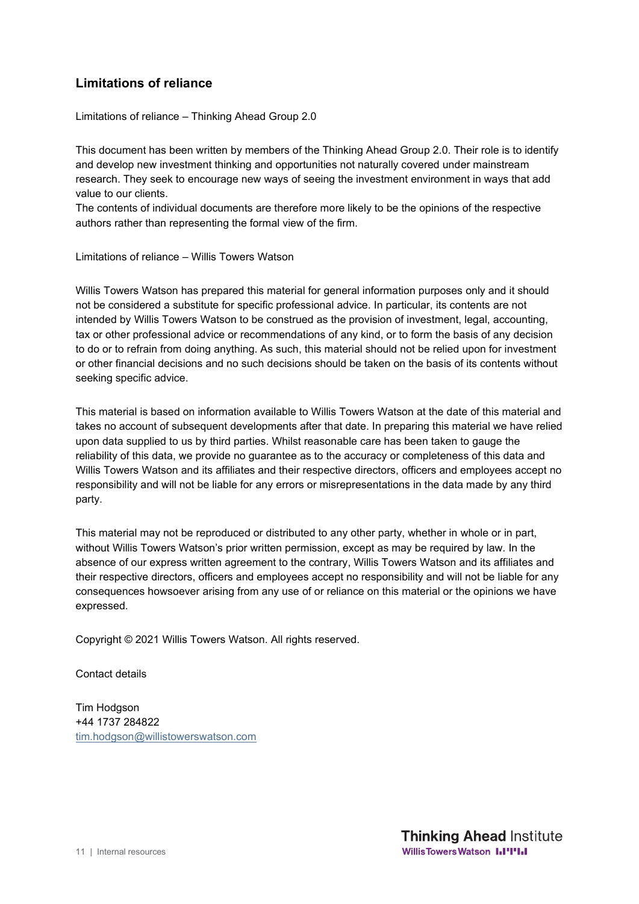## Limitations of reliance

Limitations of reliance – Thinking Ahead Group 2.0

This document has been written by members of the Thinking Ahead Group 2.0. Their role is to identify and develop new investment thinking and opportunities not naturally covered under mainstream research. They seek to encourage new ways of seeing the investment environment in ways that add value to our clients.
The contents of individual documents are therefore more likely to be the opinions of the respective authors rather than representing the formal view of the firm.

Limitations of reliance – Willis Towers Watson

Willis Towers Watson has prepared this material for general information purposes only and it should not be considered a substitute for specific professional advice. In particular, its contents are not intended by Willis Towers Watson to be construed as the provision of investment, legal, accounting, tax or other professional advice or recommendations of any kind, or to form the basis of any decision to do or to refrain from doing anything. As such, this material should not be relied upon for investment or other financial decisions and no such decisions should be taken on the basis of its contents without seeking specific advice.

This material is based on information available to Willis Towers Watson at the date of this material and takes no account of subsequent developments after that date. In preparing this material we have relied upon data supplied to us by third parties. Whilst reasonable care has been taken to gauge the reliability of this data, we provide no guarantee as to the accuracy or completeness of this data and Willis Towers Watson and its affiliates and their respective directors, officers and employees accept no responsibility and will not be liable for any errors or misrepresentations in the data made by any third party.

This material may not be reproduced or distributed to any other party, whether in whole or in part, without Willis Towers Watson's prior written permission, except as may be required by law. In the absence of our express written agreement to the contrary, Willis Towers Watson and its affiliates and their respective directors, officers and employees accept no responsibility and will not be liable for any consequences howsoever arising from any use of or reliance on this material or the opinions we have expressed.

Copyright © 2021 Willis Towers Watson. All rights reserved.

Contact details

Tim Hodgson
+44 1737 284822
tim.hodgson@willistowerswatson.com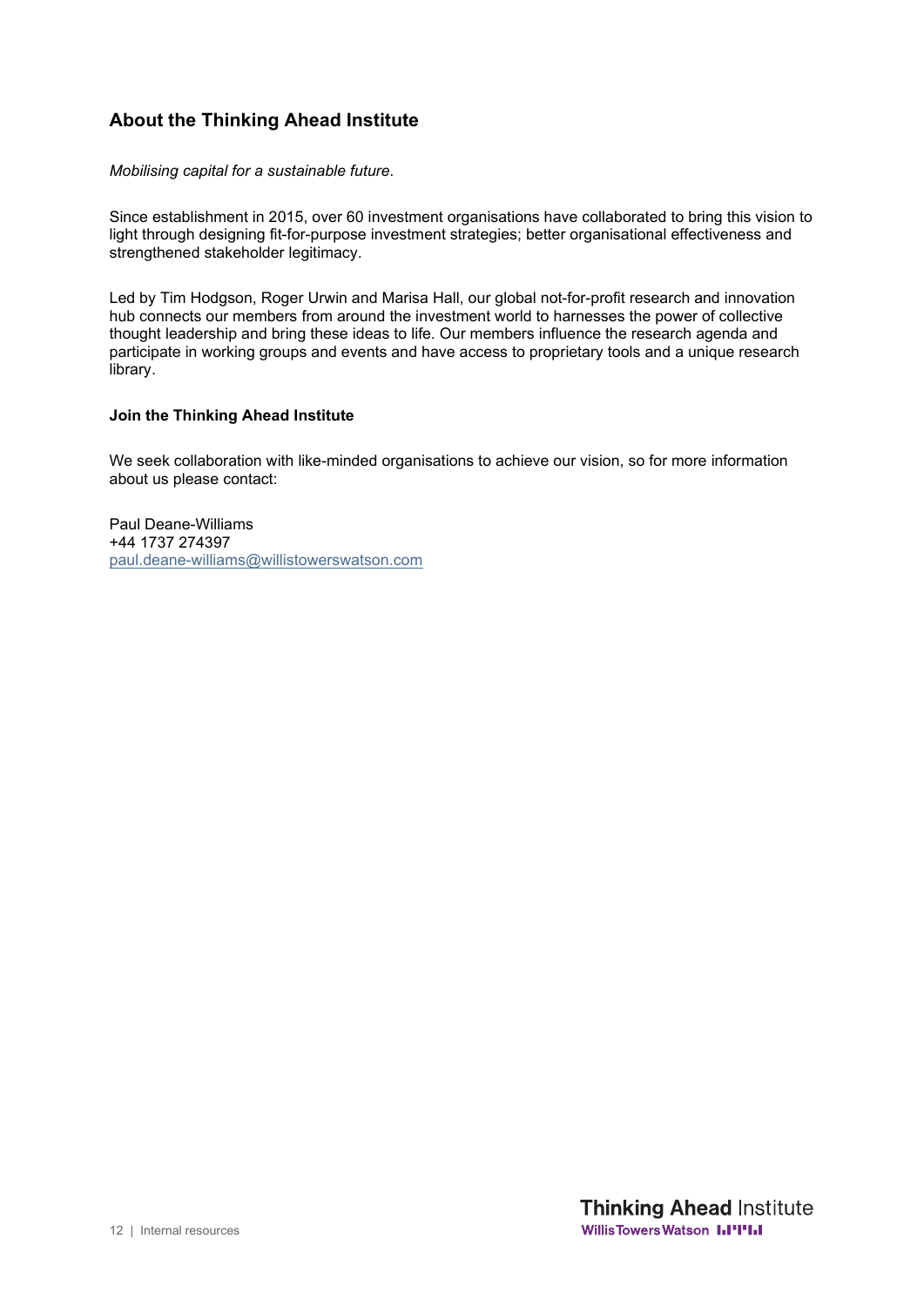## About the Thinking Ahead Institute

*Mobilising capital for a sustainable future*.

Since establishment in 2015, over 60 investment organisations have collaborated to bring this vision to light through designing fit-for-purpose investment strategies; better organisational effectiveness and strengthened stakeholder legitimacy.

Led by Tim Hodgson, Roger Urwin and Marisa Hall, our global not-for-profit research and innovation hub connects our members from around the investment world to harnesses the power of collective thought leadership and bring these ideas to life. Our members influence the research agenda and participate in working groups and events and have access to proprietary tools and a unique research library.

### Join the Thinking Ahead Institute

We seek collaboration with like-minded organisations to achieve our vision, so for more information about us please contact:

Paul Deane-Williams
+44 1737 274397
paul.deane-williams@willistowerswatson.com